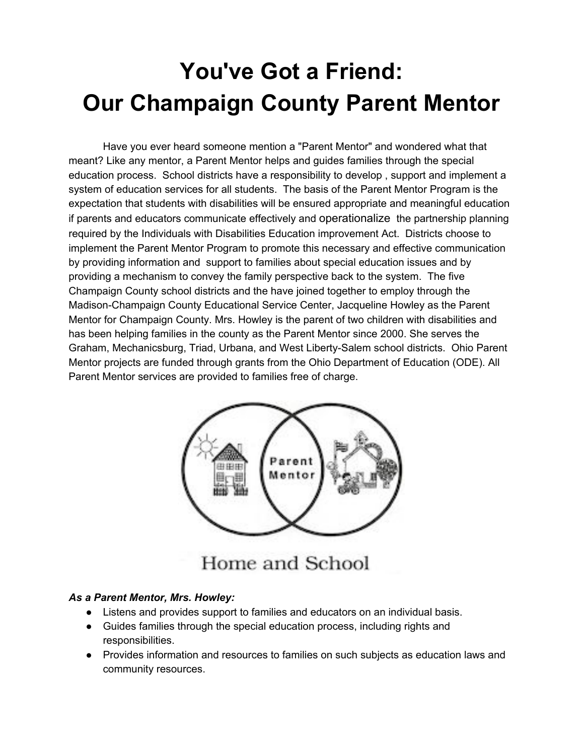# You've Got a Friend:
# Our Champaign County Parent Mentor

Have you ever heard someone mention a "Parent Mentor" and wondered what that meant? Like any mentor, a Parent Mentor helps and guides families through the special education process. School districts have a responsibility to develop , support and implement a system of education services for all students. The basis of the Parent Mentor Program is the expectation that students with disabilities will be ensured appropriate and meaningful education if parents and educators communicate effectively and operationalize the partnership planning required by the Individuals with Disabilities Education improvement Act. Districts choose to implement the Parent Mentor Program to promote this necessary and effective communication by providing information and support to families about special education issues and by providing a mechanism to convey the family perspective back to the system. The five Champaign County school districts and the have joined together to employ through the Madison-Champaign County Educational Service Center, Jacqueline Howley as the Parent Mentor for Champaign County. Mrs. Howley is the parent of two children with disabilities and has been helping families in the county as the Parent Mentor since 2000. She serves the Graham, Mechanicsburg, Triad, Urbana, and West Liberty-Salem school districts. Ohio Parent Mentor projects are funded through grants from the Ohio Department of Education (ODE). All Parent Mentor services are provided to families free of charge.

Parent Mentor

Home and School

***As a Parent Mentor, Mrs. Howley:***

- Listens and provides support to families and educators on an individual basis.
- Guides families through the special education process, including rights and responsibilities.
- Provides information and resources to families on such subjects as education laws and community resources.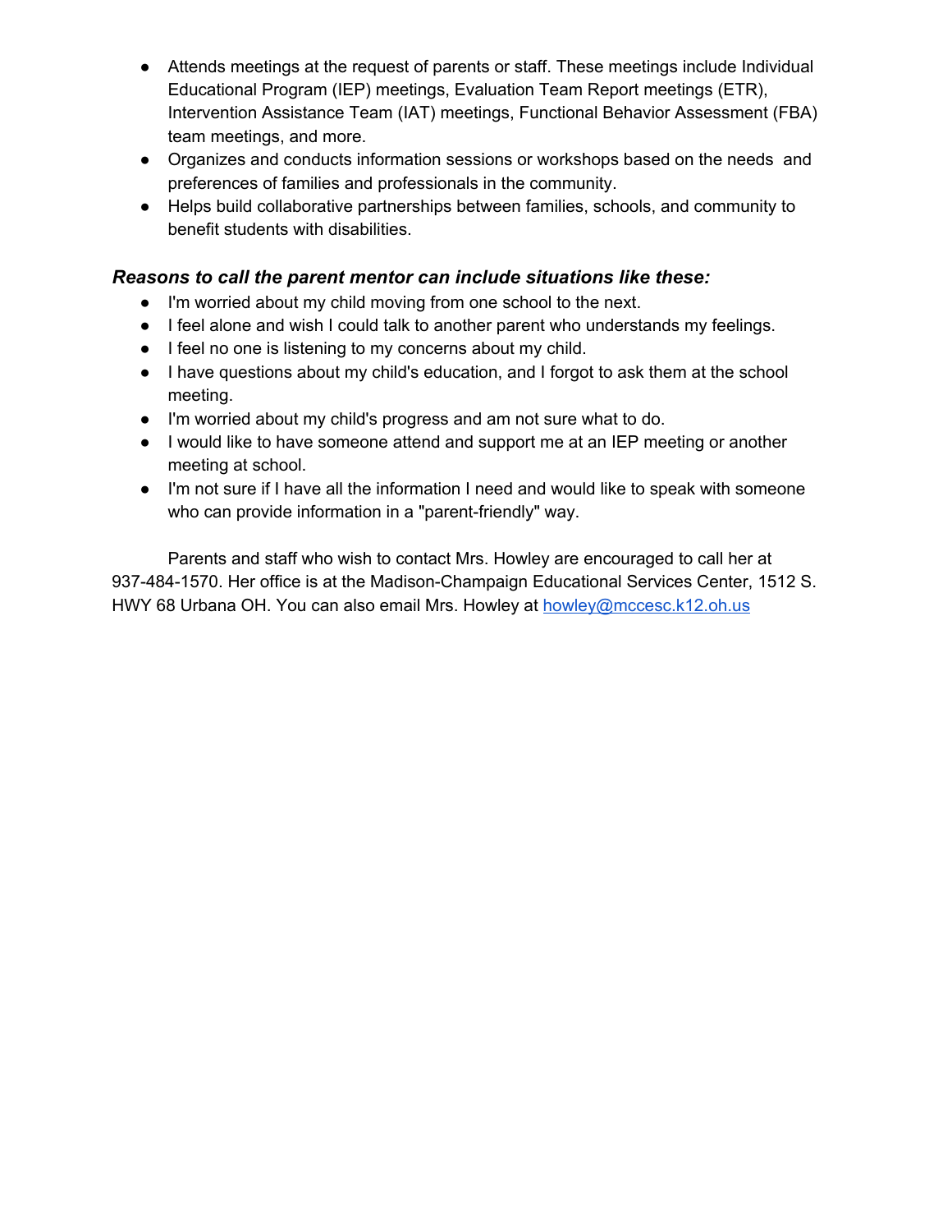- Attends meetings at the request of parents or staff. These meetings include Individual Educational Program (IEP) meetings, Evaluation Team Report meetings (ETR), Intervention Assistance Team (IAT) meetings, Functional Behavior Assessment (FBA) team meetings, and more.
- Organizes and conducts information sessions or workshops based on the needs and preferences of families and professionals in the community.
- Helps build collaborative partnerships between families, schools, and community to benefit students with disabilities.

***Reasons to call the parent mentor can include situations like these:***

- I'm worried about my child moving from one school to the next.
- I feel alone and wish I could talk to another parent who understands my feelings.
- I feel no one is listening to my concerns about my child.
- I have questions about my child's education, and I forgot to ask them at the school meeting.
- I'm worried about my child's progress and am not sure what to do.
- I would like to have someone attend and support me at an IEP meeting or another meeting at school.
- I'm not sure if I have all the information I need and would like to speak with someone who can provide information in a "parent-friendly" way.

Parents and staff who wish to contact Mrs. Howley are encouraged to call her at 937-484-1570. Her office is at the Madison-Champaign Educational Services Center, 1512 S. HWY 68 Urbana OH. You can also email Mrs. Howley at howley@mccesc.k12.oh.us